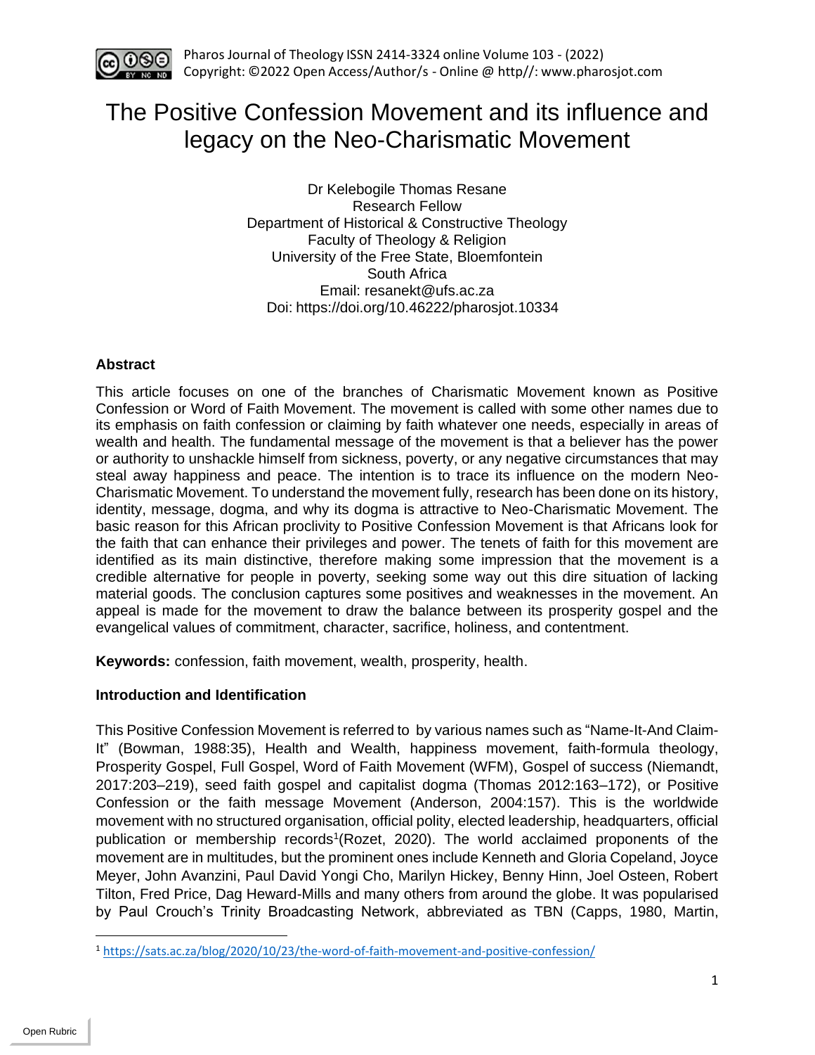# The Positive Confession Movement and its influence and legacy on the Neo-Charismatic Movement

Dr Kelebogile Thomas Resane
Research Fellow
Department of Historical & Constructive Theology
Faculty of Theology & Religion
University of the Free State, Bloemfontein
South Africa
Email: resanekt@ufs.ac.za
Doi: https://doi.org/10.46222/pharosjot.10334

### Abstract

This article focuses on one of the branches of Charismatic Movement known as Positive Confession or Word of Faith Movement. The movement is called with some other names due to its emphasis on faith confession or claiming by faith whatever one needs, especially in areas of wealth and health. The fundamental message of the movement is that a believer has the power or authority to unshackle himself from sickness, poverty, or any negative circumstances that may steal away happiness and peace. The intention is to trace its influence on the modern Neo-Charismatic Movement. To understand the movement fully, research has been done on its history, identity, message, dogma, and why its dogma is attractive to Neo-Charismatic Movement. The basic reason for this African proclivity to Positive Confession Movement is that Africans look for the faith that can enhance their privileges and power. The tenets of faith for this movement are identified as its main distinctive, therefore making some impression that the movement is a credible alternative for people in poverty, seeking some way out this dire situation of lacking material goods. The conclusion captures some positives and weaknesses in the movement. An appeal is made for the movement to draw the balance between its prosperity gospel and the evangelical values of commitment, character, sacrifice, holiness, and contentment.

**Keywords:** confession, faith movement, wealth, prosperity, health.

### Introduction and Identification

This Positive Confession Movement is referred to by various names such as "Name-It-And Claim-It" (Bowman, 1988:35), Health and Wealth, happiness movement, faith-formula theology, Prosperity Gospel, Full Gospel, Word of Faith Movement (WFM), Gospel of success (Niemandt, 2017:203–219), seed faith gospel and capitalist dogma (Thomas 2012:163–172), or Positive Confession or the faith message Movement (Anderson, 2004:157). This is the worldwide movement with no structured organisation, official polity, elected leadership, headquarters, official publication or membership records[1](Rozet, 2020). The world acclaimed proponents of the movement are in multitudes, but the prominent ones include Kenneth and Gloria Copeland, Joyce Meyer, John Avanzini, Paul David Yongi Cho, Marilyn Hickey, Benny Hinn, Joel Osteen, Robert Tilton, Fred Price, Dag Heward-Mills and many others from around the globe. It was popularised by Paul Crouch's Trinity Broadcasting Network, abbreviated as TBN (Capps, 1980, Martin,

[1] https://sats.ac.za/blog/2020/10/23/the-word-of-faith-movement-and-positive-confession/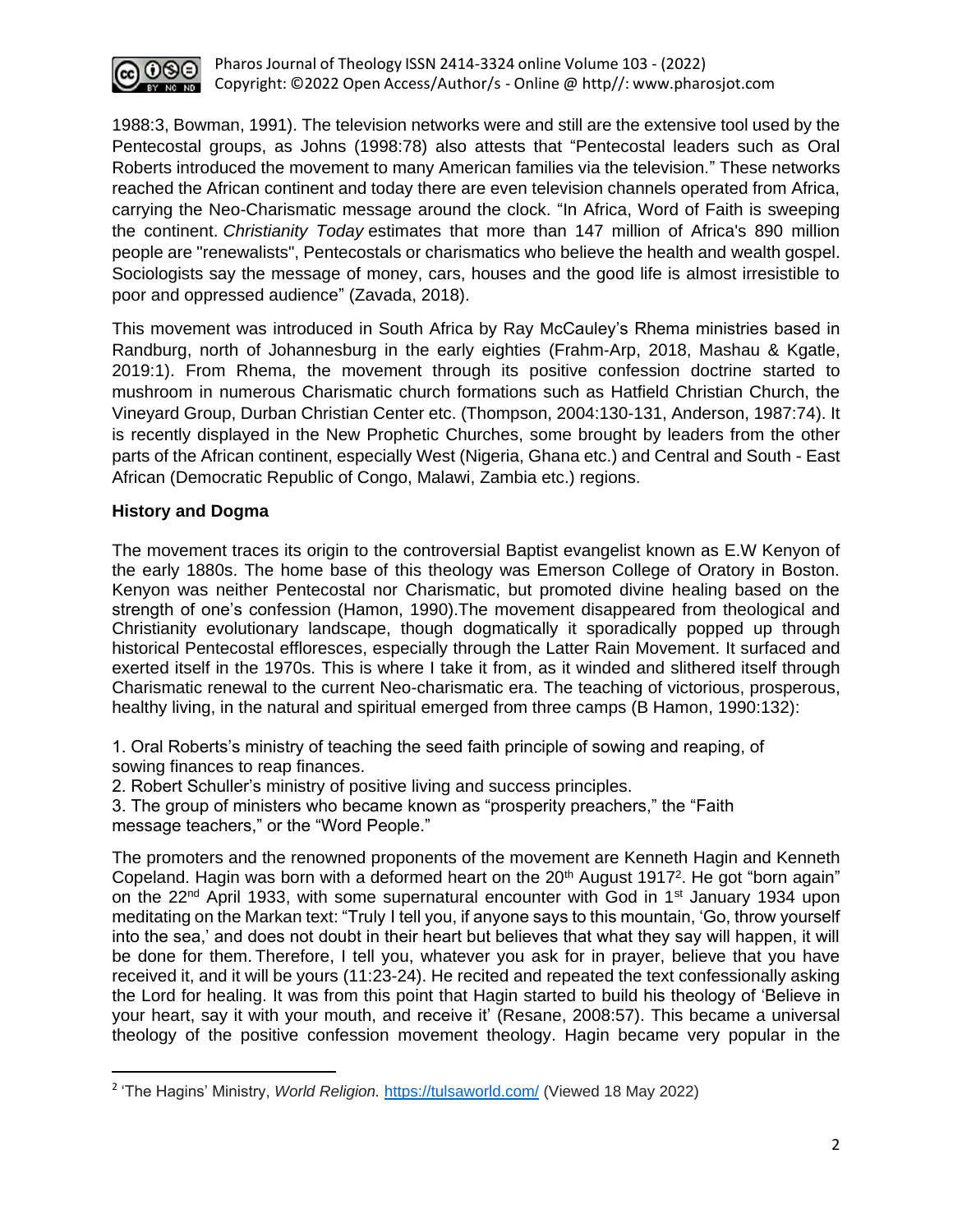1988:3, Bowman, 1991). The television networks were and still are the extensive tool used by the Pentecostal groups, as Johns (1998:78) also attests that "Pentecostal leaders such as Oral Roberts introduced the movement to many American families via the television." These networks reached the African continent and today there are even television channels operated from Africa, carrying the Neo-Charismatic message around the clock. "In Africa, Word of Faith is sweeping the continent. *Christianity Today* estimates that more than 147 million of Africa's 890 million people are "renewalists", Pentecostals or charismatics who believe the health and wealth gospel. Sociologists say the message of money, cars, houses and the good life is almost irresistible to poor and oppressed audience" (Zavada, 2018).

This movement was introduced in South Africa by Ray McCauley's Rhema ministries based in Randburg, north of Johannesburg in the early eighties (Frahm-Arp, 2018, Mashau & Kgatle, 2019:1). From Rhema, the movement through its positive confession doctrine started to mushroom in numerous Charismatic church formations such as Hatfield Christian Church, the Vineyard Group, Durban Christian Center etc. (Thompson, 2004:130-131, Anderson, 1987:74). It is recently displayed in the New Prophetic Churches, some brought by leaders from the other parts of the African continent, especially West (Nigeria, Ghana etc.) and Central and South - East African (Democratic Republic of Congo, Malawi, Zambia etc.) regions.

**History and Dogma**

The movement traces its origin to the controversial Baptist evangelist known as E.W Kenyon of the early 1880s. The home base of this theology was Emerson College of Oratory in Boston. Kenyon was neither Pentecostal nor Charismatic, but promoted divine healing based on the strength of one's confession (Hamon, 1990).The movement disappeared from theological and Christianity evolutionary landscape, though dogmatically it sporadically popped up through historical Pentecostal effloresces, especially through the Latter Rain Movement. It surfaced and exerted itself in the 1970s. This is where I take it from, as it winded and slithered itself through Charismatic renewal to the current Neo-charismatic era. The teaching of victorious, prosperous, healthy living, in the natural and spiritual emerged from three camps (B Hamon, 1990:132):

1. Oral Roberts's ministry of teaching the seed faith principle of sowing and reaping, of sowing finances to reap finances.
2. Robert Schuller's ministry of positive living and success principles.
3. The group of ministers who became known as "prosperity preachers," the "Faith message teachers," or the "Word People."

The promoters and the renowned proponents of the movement are Kenneth Hagin and Kenneth Copeland. Hagin was born with a deformed heart on the 20th August 1917[2]. He got "born again" on the 22nd April 1933, with some supernatural encounter with God in 1st January 1934 upon meditating on the Markan text: "Truly I tell you, if anyone says to this mountain, 'Go, throw yourself into the sea,' and does not doubt in their heart but believes that what they say will happen, it will be done for them. Therefore, I tell you, whatever you ask for in prayer, believe that you have received it, and it will be yours (11:23-24). He recited and repeated the text confessionally asking the Lord for healing. It was from this point that Hagin started to build his theology of 'Believe in your heart, say it with your mouth, and receive it' (Resane, 2008:57). This became a universal theology of the positive confession movement theology. Hagin became very popular in the

[2] 'The Hagins' Ministry, *World Religion.* https://tulsaworld.com/ (Viewed 18 May 2022)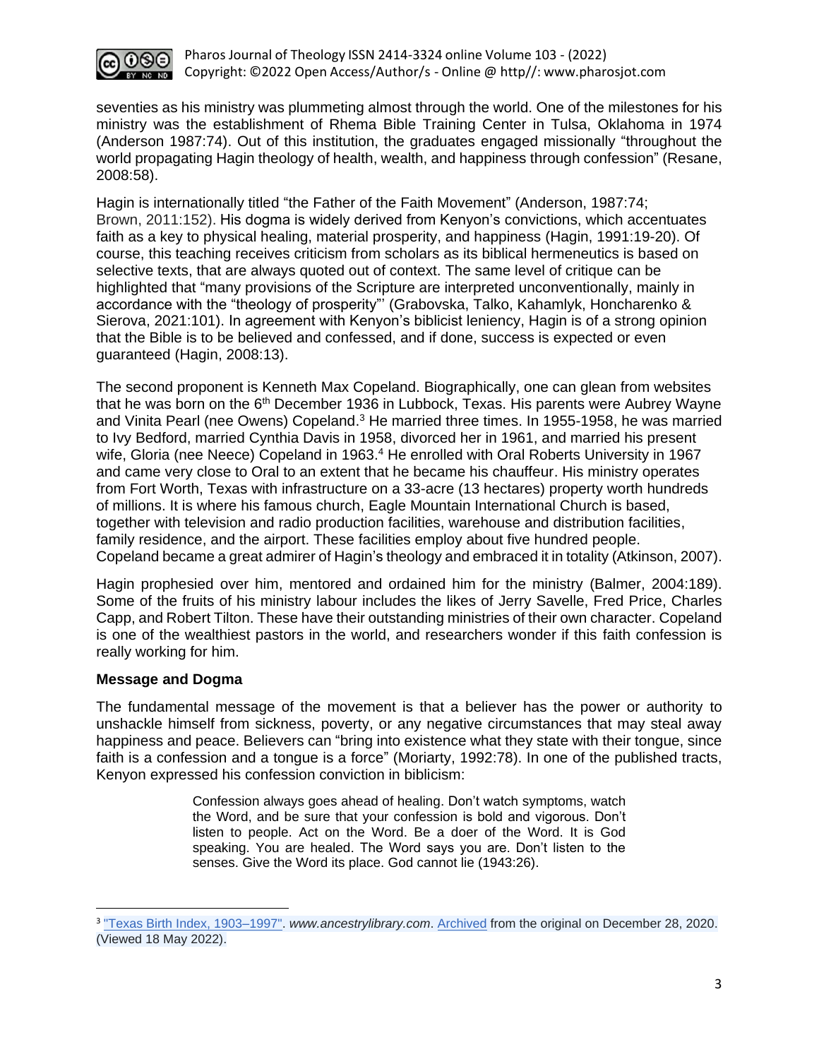seventies as his ministry was plummeting almost through the world. One of the milestones for his ministry was the establishment of Rhema Bible Training Center in Tulsa, Oklahoma in 1974 (Anderson 1987:74). Out of this institution, the graduates engaged missionally "throughout the world propagating Hagin theology of health, wealth, and happiness through confession" (Resane, 2008:58).

Hagin is internationally titled "the Father of the Faith Movement" (Anderson, 1987:74; Brown, 2011:152). His dogma is widely derived from Kenyon's convictions, which accentuates faith as a key to physical healing, material prosperity, and happiness (Hagin, 1991:19-20). Of course, this teaching receives criticism from scholars as its biblical hermeneutics is based on selective texts, that are always quoted out of context. The same level of critique can be highlighted that "many provisions of the Scripture are interpreted unconventionally, mainly in accordance with the "theology of prosperity"' (Grabovska, Talko, Kahamlyk, Honcharenko & Sierova, 2021:101). In agreement with Kenyon's biblicist leniency, Hagin is of a strong opinion that the Bible is to be believed and confessed, and if done, success is expected or even guaranteed (Hagin, 2008:13).

The second proponent is Kenneth Max Copeland. Biographically, one can glean from websites that he was born on the 6th December 1936 in Lubbock, Texas. His parents were Aubrey Wayne and Vinita Pearl (nee Owens) Copeland.[3] He married three times. In 1955-1958, he was married to Ivy Bedford, married Cynthia Davis in 1958, divorced her in 1961, and married his present wife, Gloria (nee Neece) Copeland in 1963.[4] He enrolled with Oral Roberts University in 1967 and came very close to Oral to an extent that he became his chauffeur. His ministry operates from Fort Worth, Texas with infrastructure on a 33-acre (13 hectares) property worth hundreds of millions. It is where his famous church, Eagle Mountain International Church is based, together with television and radio production facilities, warehouse and distribution facilities, family residence, and the airport. These facilities employ about five hundred people. Copeland became a great admirer of Hagin's theology and embraced it in totality (Atkinson, 2007).

Hagin prophesied over him, mentored and ordained him for the ministry (Balmer, 2004:189). Some of the fruits of his ministry labour includes the likes of Jerry Savelle, Fred Price, Charles Capp, and Robert Tilton. These have their outstanding ministries of their own character. Copeland is one of the wealthiest pastors in the world, and researchers wonder if this faith confession is really working for him.

**Message and Dogma**

The fundamental message of the movement is that a believer has the power or authority to unshackle himself from sickness, poverty, or any negative circumstances that may steal away happiness and peace. Believers can "bring into existence what they state with their tongue, since faith is a confession and a tongue is a force" (Moriarty, 1992:78). In one of the published tracts, Kenyon expressed his confession conviction in biblicism:

> Confession always goes ahead of healing. Don't watch symptoms, watch the Word, and be sure that your confession is bold and vigorous. Don't listen to people. Act on the Word. Be a doer of the Word. It is God speaking. You are healed. The Word says you are. Don't listen to the senses. Give the Word its place. God cannot lie (1943:26).

---

[3] "Texas Birth Index, 1903–1997". *www.ancestrylibrary.com*. Archived from the original on December 28, 2020. (Viewed 18 May 2022).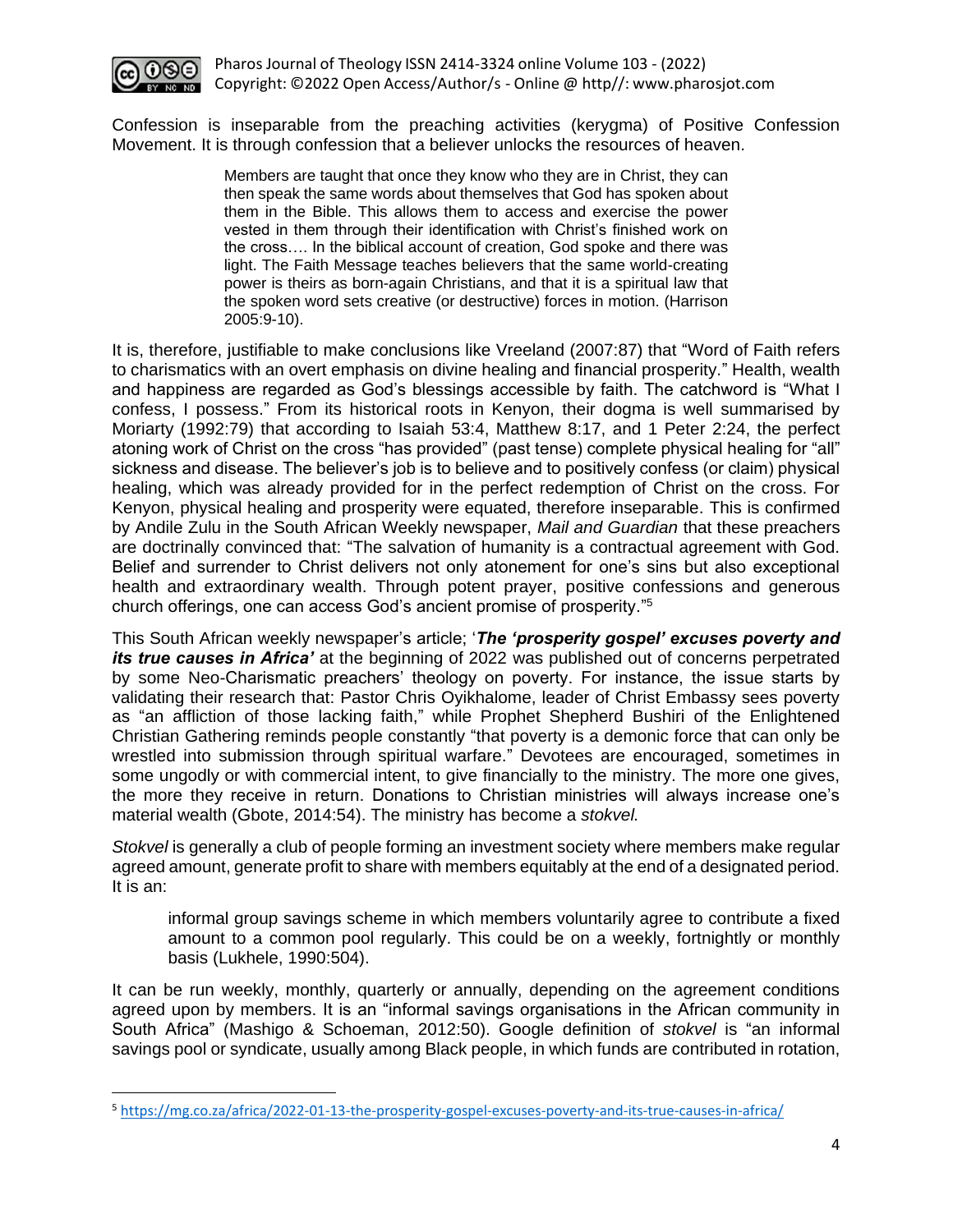Confession is inseparable from the preaching activities (kerygma) of Positive Confession Movement. It is through confession that a believer unlocks the resources of heaven.

> Members are taught that once they know who they are in Christ, they can then speak the same words about themselves that God has spoken about them in the Bible. This allows them to access and exercise the power vested in them through their identification with Christ's finished work on the cross…. In the biblical account of creation, God spoke and there was light. The Faith Message teaches believers that the same world-creating power is theirs as born-again Christians, and that it is a spiritual law that the spoken word sets creative (or destructive) forces in motion. (Harrison 2005:9-10).

It is, therefore, justifiable to make conclusions like Vreeland (2007:87) that "Word of Faith refers to charismatics with an overt emphasis on divine healing and financial prosperity." Health, wealth and happiness are regarded as God's blessings accessible by faith. The catchword is "What I confess, I possess." From its historical roots in Kenyon, their dogma is well summarised by Moriarty (1992:79) that according to Isaiah 53:4, Matthew 8:17, and 1 Peter 2:24, the perfect atoning work of Christ on the cross "has provided" (past tense) complete physical healing for "all" sickness and disease. The believer's job is to believe and to positively confess (or claim) physical healing, which was already provided for in the perfect redemption of Christ on the cross. For Kenyon, physical healing and prosperity were equated, therefore inseparable. This is confirmed by Andile Zulu in the South African Weekly newspaper, *Mail and Guardian* that these preachers are doctrinally convinced that: "The salvation of humanity is a contractual agreement with God. Belief and surrender to Christ delivers not only atonement for one's sins but also exceptional health and extraordinary wealth. Through potent prayer, positive confessions and generous church offerings, one can access God's ancient promise of prosperity."[5]

This South African weekly newspaper's article; '***The 'prosperity gospel' excuses poverty and its true causes in Africa'*** at the beginning of 2022 was published out of concerns perpetrated by some Neo-Charismatic preachers' theology on poverty. For instance, the issue starts by validating their research that: Pastor Chris Oyikhalome, leader of Christ Embassy sees poverty as "an affliction of those lacking faith," while Prophet Shepherd Bushiri of the Enlightened Christian Gathering reminds people constantly "that poverty is a demonic force that can only be wrestled into submission through spiritual warfare." Devotees are encouraged, sometimes in some ungodly or with commercial intent, to give financially to the ministry. The more one gives, the more they receive in return. Donations to Christian ministries will always increase one's material wealth (Gbote, 2014:54). The ministry has become a *stokvel.*

*Stokvel* is generally a club of people forming an investment society where members make regular agreed amount, generate profit to share with members equitably at the end of a designated period. It is an:

> informal group savings scheme in which members voluntarily agree to contribute a fixed amount to a common pool regularly. This could be on a weekly, fortnightly or monthly basis (Lukhele, 1990:504).

It can be run weekly, monthly, quarterly or annually, depending on the agreement conditions agreed upon by members. It is an "informal savings organisations in the African community in South Africa" (Mashigo & Schoeman, 2012:50). Google definition of *stokvel* is "an informal savings pool or syndicate, usually among Black people, in which funds are contributed in rotation,

---

[5] https://mg.co.za/africa/2022-01-13-the-prosperity-gospel-excuses-poverty-and-its-true-causes-in-africa/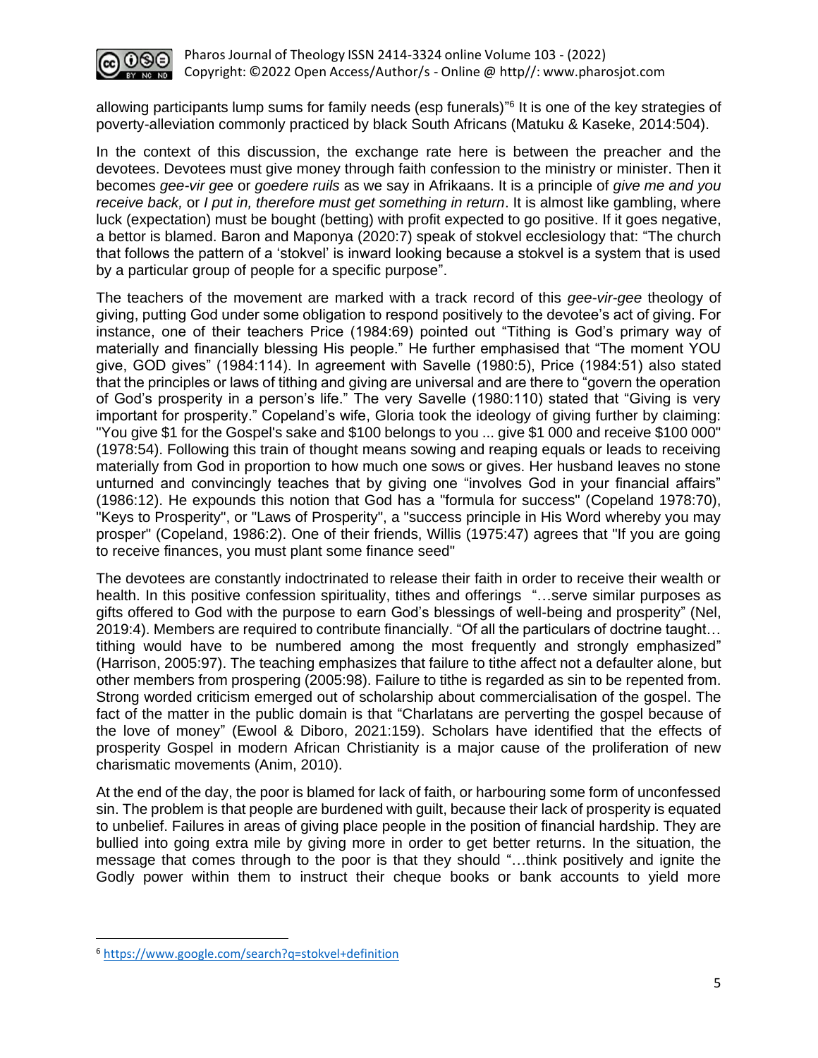allowing participants lump sums for family needs (esp funerals)"[6] It is one of the key strategies of poverty-alleviation commonly practiced by black South Africans (Matuku & Kaseke, 2014:504).

In the context of this discussion, the exchange rate here is between the preacher and the devotees. Devotees must give money through faith confession to the ministry or minister. Then it becomes *gee-vir gee* or *goedere ruils* as we say in Afrikaans. It is a principle of *give me and you receive back,* or *I put in, therefore must get something in return*. It is almost like gambling, where luck (expectation) must be bought (betting) with profit expected to go positive. If it goes negative, a bettor is blamed. Baron and Maponya (2020:7) speak of stokvel ecclesiology that: "The church that follows the pattern of a 'stokvel' is inward looking because a stokvel is a system that is used by a particular group of people for a specific purpose".

The teachers of the movement are marked with a track record of this *gee-vir-gee* theology of giving, putting God under some obligation to respond positively to the devotee's act of giving. For instance, one of their teachers Price (1984:69) pointed out "Tithing is God's primary way of materially and financially blessing His people." He further emphasised that "The moment YOU give, GOD gives" (1984:114). In agreement with Savelle (1980:5), Price (1984:51) also stated that the principles or laws of tithing and giving are universal and are there to "govern the operation of God's prosperity in a person's life." The very Savelle (1980:110) stated that "Giving is very important for prosperity." Copeland's wife, Gloria took the ideology of giving further by claiming: "You give $1 for the Gospel's sake and $100 belongs to you ... give $1 000 and receive $100 000" (1978:54). Following this train of thought means sowing and reaping equals or leads to receiving materially from God in proportion to how much one sows or gives. Her husband leaves no stone unturned and convincingly teaches that by giving one "involves God in your financial affairs" (1986:12). He expounds this notion that God has a "formula for success" (Copeland 1978:70), "Keys to Prosperity", or "Laws of Prosperity", a "success principle in His Word whereby you may prosper" (Copeland, 1986:2). One of their friends, Willis (1975:47) agrees that "If you are going to receive finances, you must plant some finance seed"

The devotees are constantly indoctrinated to release their faith in order to receive their wealth or health. In this positive confession spirituality, tithes and offerings "…serve similar purposes as gifts offered to God with the purpose to earn God's blessings of well-being and prosperity" (Nel, 2019:4). Members are required to contribute financially. "Of all the particulars of doctrine taught… tithing would have to be numbered among the most frequently and strongly emphasized" (Harrison, 2005:97). The teaching emphasizes that failure to tithe affect not a defaulter alone, but other members from prospering (2005:98). Failure to tithe is regarded as sin to be repented from. Strong worded criticism emerged out of scholarship about commercialisation of the gospel. The fact of the matter in the public domain is that "Charlatans are perverting the gospel because of the love of money" (Ewool & Diboro, 2021:159). Scholars have identified that the effects of prosperity Gospel in modern African Christianity is a major cause of the proliferation of new charismatic movements (Anim, 2010).

At the end of the day, the poor is blamed for lack of faith, or harbouring some form of unconfessed sin. The problem is that people are burdened with guilt, because their lack of prosperity is equated to unbelief. Failures in areas of giving place people in the position of financial hardship. They are bullied into going extra mile by giving more in order to get better returns. In the situation, the message that comes through to the poor is that they should "…think positively and ignite the Godly power within them to instruct their cheque books or bank accounts to yield more

---

[6] https://www.google.com/search?q=stokvel+definition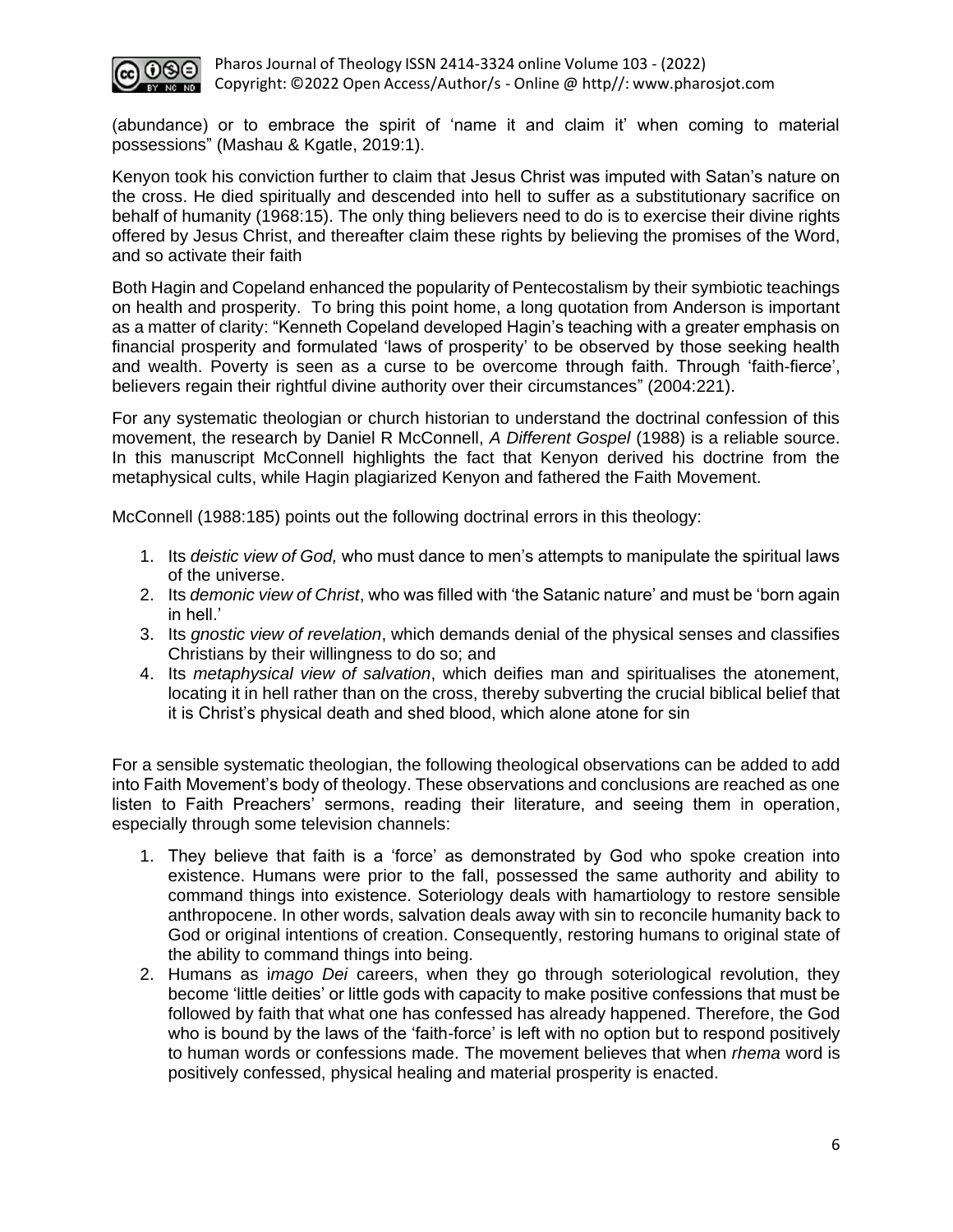(abundance) or to embrace the spirit of 'name it and claim it' when coming to material possessions" (Mashau & Kgatle, 2019:1).

Kenyon took his conviction further to claim that Jesus Christ was imputed with Satan's nature on the cross. He died spiritually and descended into hell to suffer as a substitutionary sacrifice on behalf of humanity (1968:15). The only thing believers need to do is to exercise their divine rights offered by Jesus Christ, and thereafter claim these rights by believing the promises of the Word, and so activate their faith

Both Hagin and Copeland enhanced the popularity of Pentecostalism by their symbiotic teachings on health and prosperity. To bring this point home, a long quotation from Anderson is important as a matter of clarity: "Kenneth Copeland developed Hagin's teaching with a greater emphasis on financial prosperity and formulated 'laws of prosperity' to be observed by those seeking health and wealth. Poverty is seen as a curse to be overcome through faith. Through 'faith-fierce', believers regain their rightful divine authority over their circumstances" (2004:221).

For any systematic theologian or church historian to understand the doctrinal confession of this movement, the research by Daniel R McConnell, *A Different Gospel* (1988) is a reliable source. In this manuscript McConnell highlights the fact that Kenyon derived his doctrine from the metaphysical cults, while Hagin plagiarized Kenyon and fathered the Faith Movement.

McConnell (1988:185) points out the following doctrinal errors in this theology:

1. Its *deistic view of God,* who must dance to men's attempts to manipulate the spiritual laws of the universe.
2. Its *demonic view of Christ*, who was filled with 'the Satanic nature' and must be 'born again in hell.'
3. Its *gnostic view of revelation*, which demands denial of the physical senses and classifies Christians by their willingness to do so; and
4. Its *metaphysical view of salvation*, which deifies man and spiritualises the atonement, locating it in hell rather than on the cross, thereby subverting the crucial biblical belief that it is Christ's physical death and shed blood, which alone atone for sin

For a sensible systematic theologian, the following theological observations can be added to add into Faith Movement's body of theology. These observations and conclusions are reached as one listen to Faith Preachers' sermons, reading their literature, and seeing them in operation, especially through some television channels:

1. They believe that faith is a 'force' as demonstrated by God who spoke creation into existence. Humans were prior to the fall, possessed the same authority and ability to command things into existence. Soteriology deals with hamartiology to restore sensible anthropocene. In other words, salvation deals away with sin to reconcile humanity back to God or original intentions of creation. Consequently, restoring humans to original state of the ability to command things into being.
2. Humans as i*mago Dei* careers, when they go through soteriological revolution, they become 'little deities' or little gods with capacity to make positive confessions that must be followed by faith that what one has confessed has already happened. Therefore, the God who is bound by the laws of the 'faith-force' is left with no option but to respond positively to human words or confessions made. The movement believes that when *rhema* word is positively confessed, physical healing and material prosperity is enacted.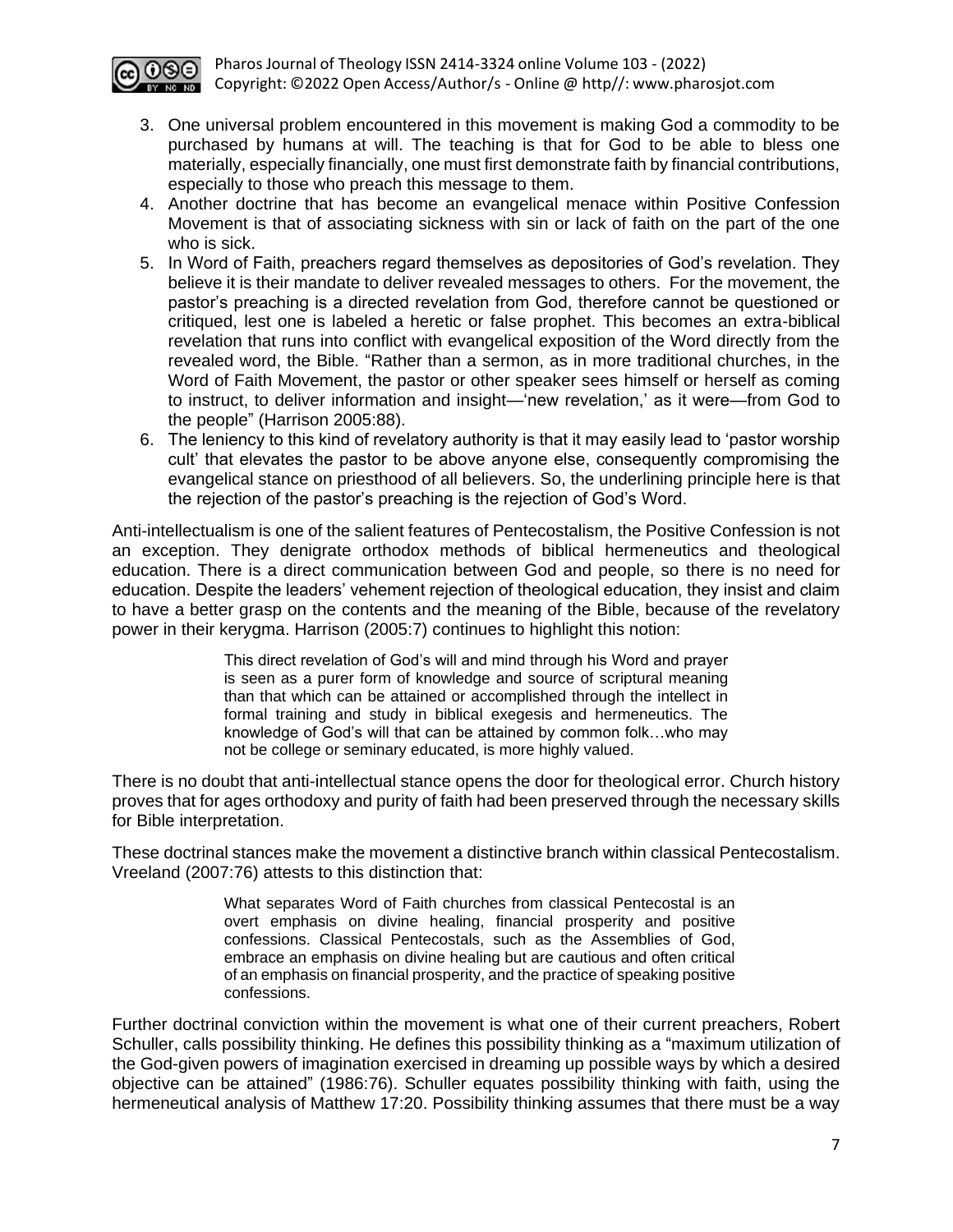3. One universal problem encountered in this movement is making God a commodity to be purchased by humans at will. The teaching is that for God to be able to bless one materially, especially financially, one must first demonstrate faith by financial contributions, especially to those who preach this message to them.
4. Another doctrine that has become an evangelical menace within Positive Confession Movement is that of associating sickness with sin or lack of faith on the part of the one who is sick.
5. In Word of Faith, preachers regard themselves as depositories of God's revelation. They believe it is their mandate to deliver revealed messages to others. For the movement, the pastor's preaching is a directed revelation from God, therefore cannot be questioned or critiqued, lest one is labeled a heretic or false prophet. This becomes an extra-biblical revelation that runs into conflict with evangelical exposition of the Word directly from the revealed word, the Bible. "Rather than a sermon, as in more traditional churches, in the Word of Faith Movement, the pastor or other speaker sees himself or herself as coming to instruct, to deliver information and insight—'new revelation,' as it were—from God to the people" (Harrison 2005:88).
6. The leniency to this kind of revelatory authority is that it may easily lead to 'pastor worship cult' that elevates the pastor to be above anyone else, consequently compromising the evangelical stance on priesthood of all believers. So, the underlining principle here is that the rejection of the pastor's preaching is the rejection of God's Word.

Anti-intellectualism is one of the salient features of Pentecostalism, the Positive Confession is not an exception. They denigrate orthodox methods of biblical hermeneutics and theological education. There is a direct communication between God and people, so there is no need for education. Despite the leaders' vehement rejection of theological education, they insist and claim to have a better grasp on the contents and the meaning of the Bible, because of the revelatory power in their kerygma. Harrison (2005:7) continues to highlight this notion:

> This direct revelation of God's will and mind through his Word and prayer is seen as a purer form of knowledge and source of scriptural meaning than that which can be attained or accomplished through the intellect in formal training and study in biblical exegesis and hermeneutics. The knowledge of God's will that can be attained by common folk…who may not be college or seminary educated, is more highly valued.

There is no doubt that anti-intellectual stance opens the door for theological error. Church history proves that for ages orthodoxy and purity of faith had been preserved through the necessary skills for Bible interpretation.

These doctrinal stances make the movement a distinctive branch within classical Pentecostalism. Vreeland (2007:76) attests to this distinction that:

> What separates Word of Faith churches from classical Pentecostal is an overt emphasis on divine healing, financial prosperity and positive confessions. Classical Pentecostals, such as the Assemblies of God, embrace an emphasis on divine healing but are cautious and often critical of an emphasis on financial prosperity, and the practice of speaking positive confessions.

Further doctrinal conviction within the movement is what one of their current preachers, Robert Schuller, calls possibility thinking. He defines this possibility thinking as a "maximum utilization of the God-given powers of imagination exercised in dreaming up possible ways by which a desired objective can be attained" (1986:76). Schuller equates possibility thinking with faith, using the hermeneutical analysis of Matthew 17:20. Possibility thinking assumes that there must be a way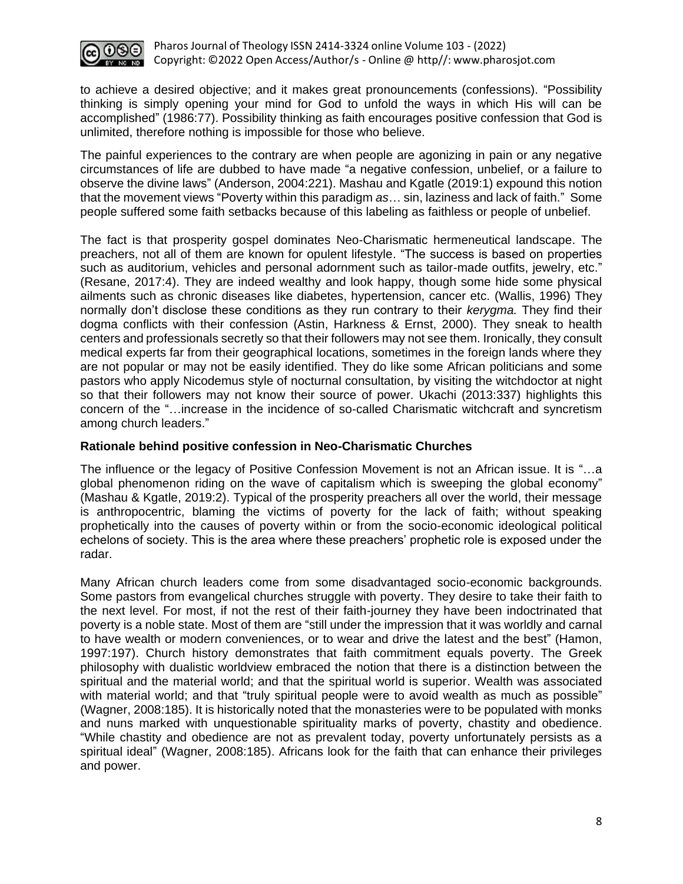to achieve a desired objective; and it makes great pronouncements (confessions). “Possibility thinking is simply opening your mind for God to unfold the ways in which His will can be accomplished” (1986:77). Possibility thinking as faith encourages positive confession that God is unlimited, therefore nothing is impossible for those who believe.

The painful experiences to the contrary are when people are agonizing in pain or any negative circumstances of life are dubbed to have made “a negative confession, unbelief, or a failure to observe the divine laws” (Anderson, 2004:221). Mashau and Kgatle (2019:1) expound this notion that the movement views “Poverty within this paradigm *as*… sin, laziness and lack of faith.” Some people suffered some faith setbacks because of this labeling as faithless or people of unbelief.

The fact is that prosperity gospel dominates Neo-Charismatic hermeneutical landscape. The preachers, not all of them are known for opulent lifestyle. “The success is based on properties such as auditorium, vehicles and personal adornment such as tailor-made outfits, jewelry, etc.” (Resane, 2017:4). They are indeed wealthy and look happy, though some hide some physical ailments such as chronic diseases like diabetes, hypertension, cancer etc. (Wallis, 1996) They normally don’t disclose these conditions as they run contrary to their *kerygma.* They find their dogma conflicts with their confession (Astin, Harkness & Ernst, 2000). They sneak to health centers and professionals secretly so that their followers may not see them. Ironically, they consult medical experts far from their geographical locations, sometimes in the foreign lands where they are not popular or may not be easily identified. They do like some African politicians and some pastors who apply Nicodemus style of nocturnal consultation, by visiting the witchdoctor at night so that their followers may not know their source of power. Ukachi (2013:337) highlights this concern of the “…increase in the incidence of so-called Charismatic witchcraft and syncretism among church leaders.”

**Rationale behind positive confession in Neo-Charismatic Churches**

The influence or the legacy of Positive Confession Movement is not an African issue. It is “…a global phenomenon riding on the wave of capitalism which is sweeping the global economy” (Mashau & Kgatle, 2019:2). Typical of the prosperity preachers all over the world, their message is anthropocentric, blaming the victims of poverty for the lack of faith; without speaking prophetically into the causes of poverty within or from the socio-economic ideological political echelons of society. This is the area where these preachers’ prophetic role is exposed under the radar.

Many African church leaders come from some disadvantaged socio-economic backgrounds. Some pastors from evangelical churches struggle with poverty. They desire to take their faith to the next level. For most, if not the rest of their faith-journey they have been indoctrinated that poverty is a noble state. Most of them are “still under the impression that it was worldly and carnal to have wealth or modern conveniences, or to wear and drive the latest and the best” (Hamon, 1997:197). Church history demonstrates that faith commitment equals poverty. The Greek philosophy with dualistic worldview embraced the notion that there is a distinction between the spiritual and the material world; and that the spiritual world is superior. Wealth was associated with material world; and that “truly spiritual people were to avoid wealth as much as possible” (Wagner, 2008:185). It is historically noted that the monasteries were to be populated with monks and nuns marked with unquestionable spirituality marks of poverty, chastity and obedience. “While chastity and obedience are not as prevalent today, poverty unfortunately persists as a spiritual ideal” (Wagner, 2008:185). Africans look for the faith that can enhance their privileges and power.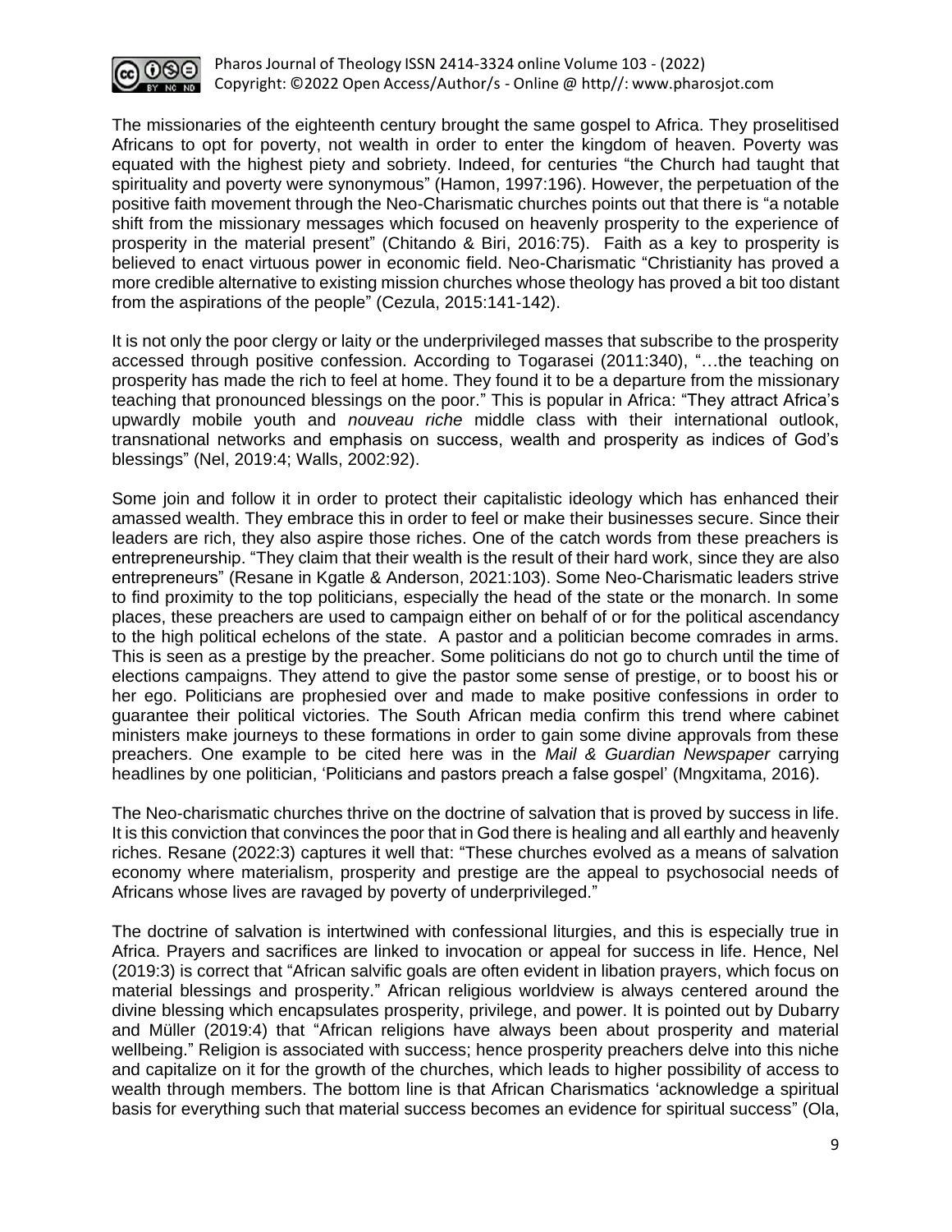The missionaries of the eighteenth century brought the same gospel to Africa. They proselitised Africans to opt for poverty, not wealth in order to enter the kingdom of heaven. Poverty was equated with the highest piety and sobriety. Indeed, for centuries "the Church had taught that spirituality and poverty were synonymous" (Hamon, 1997:196). However, the perpetuation of the positive faith movement through the Neo-Charismatic churches points out that there is "a notable shift from the missionary messages which focused on heavenly prosperity to the experience of prosperity in the material present" (Chitando & Biri, 2016:75). Faith as a key to prosperity is believed to enact virtuous power in economic field. Neo-Charismatic "Christianity has proved a more credible alternative to existing mission churches whose theology has proved a bit too distant from the aspirations of the people" (Cezula, 2015:141-142).

It is not only the poor clergy or laity or the underprivileged masses that subscribe to the prosperity accessed through positive confession. According to Togarasei (2011:340), "…the teaching on prosperity has made the rich to feel at home. They found it to be a departure from the missionary teaching that pronounced blessings on the poor." This is popular in Africa: "They attract Africa's upwardly mobile youth and *nouveau riche* middle class with their international outlook, transnational networks and emphasis on success, wealth and prosperity as indices of God's blessings" (Nel, 2019:4; Walls, 2002:92).

Some join and follow it in order to protect their capitalistic ideology which has enhanced their amassed wealth. They embrace this in order to feel or make their businesses secure. Since their leaders are rich, they also aspire those riches. One of the catch words from these preachers is entrepreneurship. "They claim that their wealth is the result of their hard work, since they are also entrepreneurs" (Resane in Kgatle & Anderson, 2021:103). Some Neo-Charismatic leaders strive to find proximity to the top politicians, especially the head of the state or the monarch. In some places, these preachers are used to campaign either on behalf of or for the political ascendancy to the high political echelons of the state. A pastor and a politician become comrades in arms. This is seen as a prestige by the preacher. Some politicians do not go to church until the time of elections campaigns. They attend to give the pastor some sense of prestige, or to boost his or her ego. Politicians are prophesied over and made to make positive confessions in order to guarantee their political victories. The South African media confirm this trend where cabinet ministers make journeys to these formations in order to gain some divine approvals from these preachers. One example to be cited here was in the *Mail & Guardian Newspaper* carrying headlines by one politician, 'Politicians and pastors preach a false gospel' (Mngxitama, 2016).

The Neo-charismatic churches thrive on the doctrine of salvation that is proved by success in life. It is this conviction that convinces the poor that in God there is healing and all earthly and heavenly riches. Resane (2022:3) captures it well that: "These churches evolved as a means of salvation economy where materialism, prosperity and prestige are the appeal to psychosocial needs of Africans whose lives are ravaged by poverty of underprivileged."

The doctrine of salvation is intertwined with confessional liturgies, and this is especially true in Africa. Prayers and sacrifices are linked to invocation or appeal for success in life. Hence, Nel (2019:3) is correct that "African salvific goals are often evident in libation prayers, which focus on material blessings and prosperity." African religious worldview is always centered around the divine blessing which encapsulates prosperity, privilege, and power. It is pointed out by Dubarry and Müller (2019:4) that "African religions have always been about prosperity and material wellbeing." Religion is associated with success; hence prosperity preachers delve into this niche and capitalize on it for the growth of the churches, which leads to higher possibility of access to wealth through members. The bottom line is that African Charismatics 'acknowledge a spiritual basis for everything such that material success becomes an evidence for spiritual success" (Ola,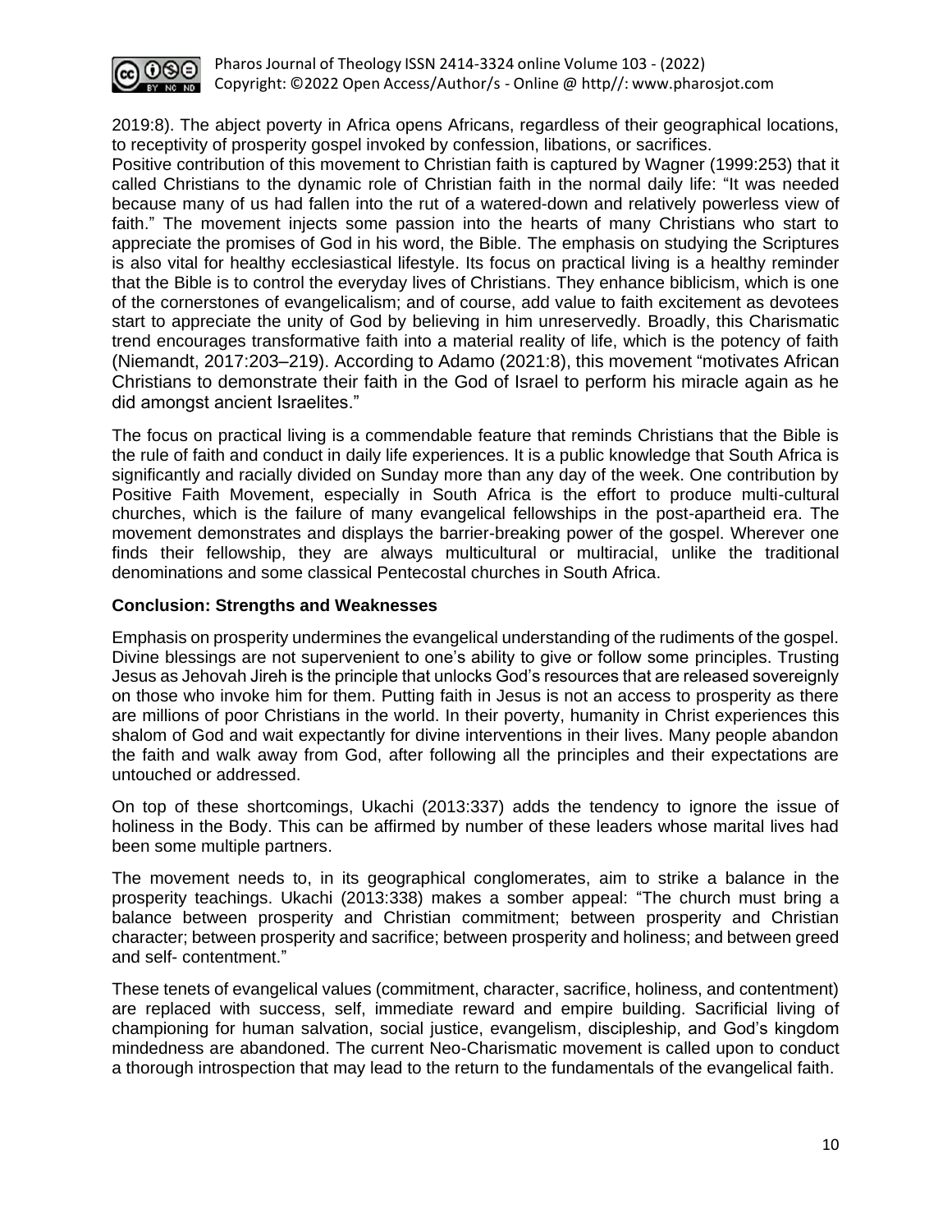2019:8). The abject poverty in Africa opens Africans, regardless of their geographical locations, to receptivity of prosperity gospel invoked by confession, libations, or sacrifices.
Positive contribution of this movement to Christian faith is captured by Wagner (1999:253) that it called Christians to the dynamic role of Christian faith in the normal daily life: "It was needed because many of us had fallen into the rut of a watered-down and relatively powerless view of faith." The movement injects some passion into the hearts of many Christians who start to appreciate the promises of God in his word, the Bible. The emphasis on studying the Scriptures is also vital for healthy ecclesiastical lifestyle. Its focus on practical living is a healthy reminder that the Bible is to control the everyday lives of Christians. They enhance biblicism, which is one of the cornerstones of evangelicalism; and of course, add value to faith excitement as devotees start to appreciate the unity of God by believing in him unreservedly. Broadly, this Charismatic trend encourages transformative faith into a material reality of life, which is the potency of faith (Niemandt, 2017:203–219). According to Adamo (2021:8), this movement "motivates African Christians to demonstrate their faith in the God of Israel to perform his miracle again as he did amongst ancient Israelites."

The focus on practical living is a commendable feature that reminds Christians that the Bible is the rule of faith and conduct in daily life experiences. It is a public knowledge that South Africa is significantly and racially divided on Sunday more than any day of the week. One contribution by Positive Faith Movement, especially in South Africa is the effort to produce multi-cultural churches, which is the failure of many evangelical fellowships in the post-apartheid era. The movement demonstrates and displays the barrier-breaking power of the gospel. Wherever one finds their fellowship, they are always multicultural or multiracial, unlike the traditional denominations and some classical Pentecostal churches in South Africa.

**Conclusion: Strengths and Weaknesses**

Emphasis on prosperity undermines the evangelical understanding of the rudiments of the gospel. Divine blessings are not supervenient to one's ability to give or follow some principles. Trusting Jesus as Jehovah Jireh is the principle that unlocks God's resources that are released sovereignly on those who invoke him for them. Putting faith in Jesus is not an access to prosperity as there are millions of poor Christians in the world. In their poverty, humanity in Christ experiences this shalom of God and wait expectantly for divine interventions in their lives. Many people abandon the faith and walk away from God, after following all the principles and their expectations are untouched or addressed.

On top of these shortcomings, Ukachi (2013:337) adds the tendency to ignore the issue of holiness in the Body. This can be affirmed by number of these leaders whose marital lives had been some multiple partners.

The movement needs to, in its geographical conglomerates, aim to strike a balance in the prosperity teachings. Ukachi (2013:338) makes a somber appeal: "The church must bring a balance between prosperity and Christian commitment; between prosperity and Christian character; between prosperity and sacrifice; between prosperity and holiness; and between greed and self- contentment."

These tenets of evangelical values (commitment, character, sacrifice, holiness, and contentment) are replaced with success, self, immediate reward and empire building. Sacrificial living of championing for human salvation, social justice, evangelism, discipleship, and God's kingdom mindedness are abandoned. The current Neo-Charismatic movement is called upon to conduct a thorough introspection that may lead to the return to the fundamentals of the evangelical faith.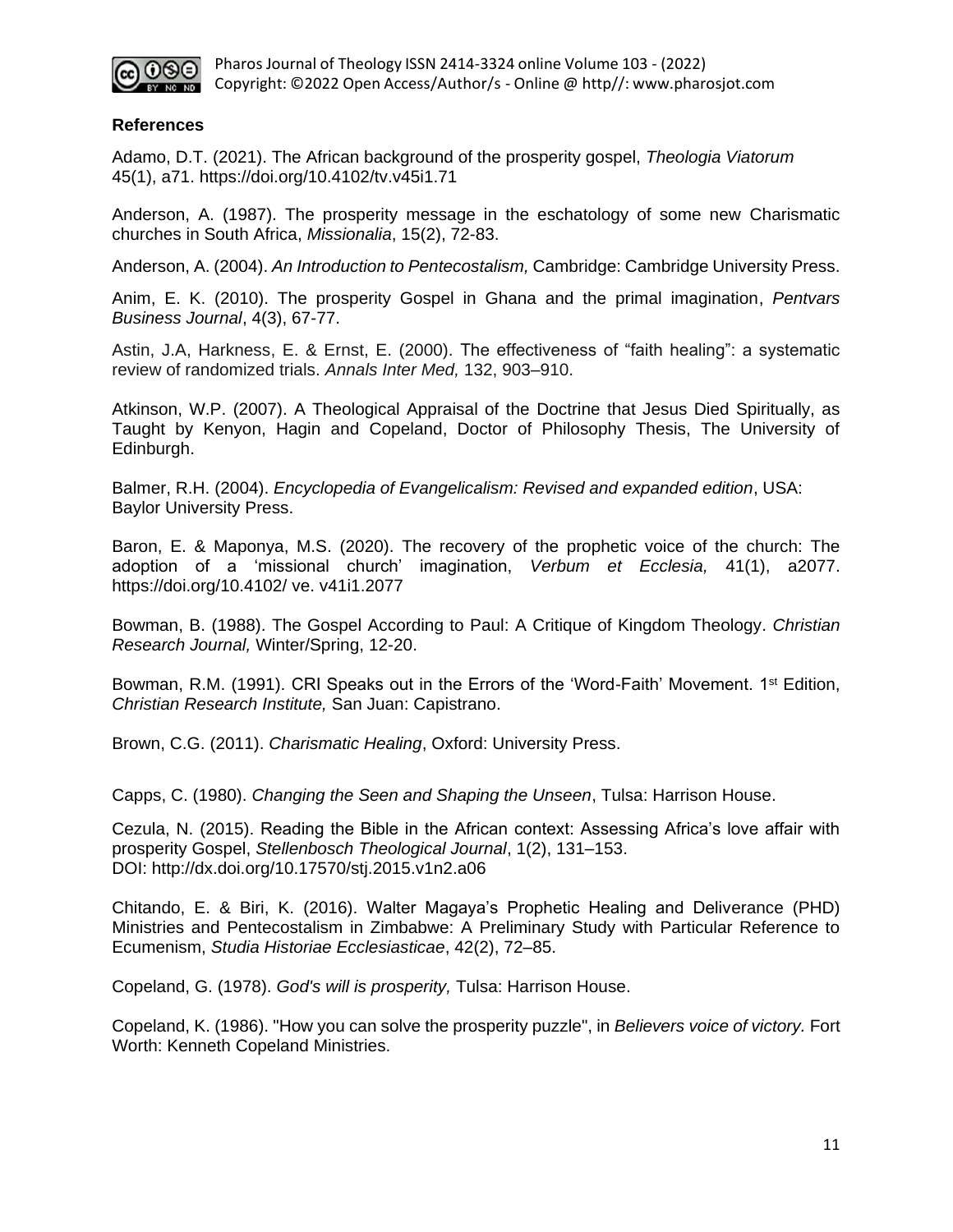**References**

Adamo, D.T. (2021). The African background of the prosperity gospel, *Theologia Viatorum* 45(1), a71. https://doi.org/10.4102/tv.v45i1.71

Anderson, A. (1987). The prosperity message in the eschatology of some new Charismatic churches in South Africa, *Missionalia*, 15(2), 72-83.

Anderson, A. (2004). *An Introduction to Pentecostalism,* Cambridge: Cambridge University Press.

Anim, E. K. (2010). The prosperity Gospel in Ghana and the primal imagination, *Pentvars Business Journal*, 4(3), 67-77.

Astin, J.A, Harkness, E. & Ernst, E. (2000). The effectiveness of "faith healing": a systematic review of randomized trials. *Annals Inter Med,* 132, 903–910.

Atkinson, W.P. (2007). A Theological Appraisal of the Doctrine that Jesus Died Spiritually, as Taught by Kenyon, Hagin and Copeland, Doctor of Philosophy Thesis, The University of Edinburgh.

Balmer, R.H. (2004). *Encyclopedia of Evangelicalism: Revised and expanded edition*, USA: Baylor University Press.

Baron, E. & Maponya, M.S. (2020). The recovery of the prophetic voice of the church: The adoption of a 'missional church' imagination, *Verbum et Ecclesia,* 41(1), a2077. https://doi.org/10.4102/ ve. v41i1.2077

Bowman, B. (1988). The Gospel According to Paul: A Critique of Kingdom Theology. *Christian Research Journal,* Winter/Spring, 12-20.

Bowman, R.M. (1991). CRI Speaks out in the Errors of the 'Word-Faith' Movement. 1st Edition, *Christian Research Institute,* San Juan: Capistrano.

Brown, C.G. (2011). *Charismatic Healing*, Oxford: University Press.

Capps, C. (1980). *Changing the Seen and Shaping the Unseen*, Tulsa: Harrison House.

Cezula, N. (2015). Reading the Bible in the African context: Assessing Africa's love affair with prosperity Gospel, *Stellenbosch Theological Journal*, 1(2), 131–153. DOI: http://dx.doi.org/10.17570/stj.2015.v1n2.a06

Chitando, E. & Biri, K. (2016). Walter Magaya's Prophetic Healing and Deliverance (PHD) Ministries and Pentecostalism in Zimbabwe: A Preliminary Study with Particular Reference to Ecumenism, *Studia Historiae Ecclesiasticae*, 42(2), 72–85.

Copeland, G. (1978). *God's will is prosperity,* Tulsa: Harrison House.

Copeland, K. (1986). "How you can solve the prosperity puzzle", in *Believers voice of victory.* Fort Worth: Kenneth Copeland Ministries.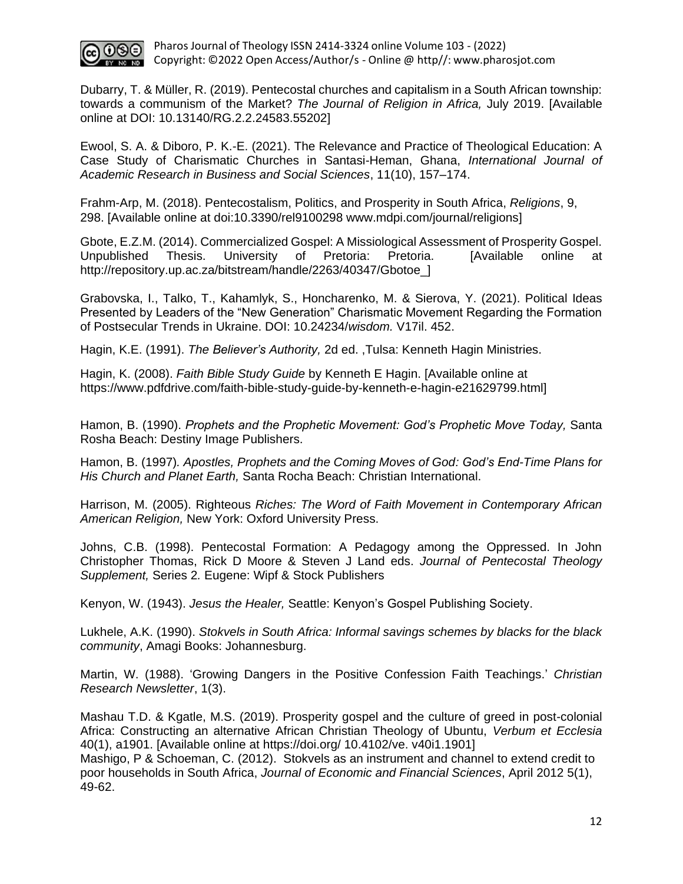Dubarry, T. & Müller, R. (2019). Pentecostal churches and capitalism in a South African township: towards a communism of the Market? *The Journal of Religion in Africa,* July 2019. [Available online at DOI: 10.13140/RG.2.2.24583.55202]

Ewool, S. A. & Diboro, P. K.-E. (2021). The Relevance and Practice of Theological Education: A Case Study of Charismatic Churches in Santasi-Heman, Ghana, *International Journal of Academic Research in Business and Social Sciences*, 11(10), 157–174.

Frahm-Arp, M. (2018). Pentecostalism, Politics, and Prosperity in South Africa, *Religions*, 9, 298. [Available online at doi:10.3390/rel9100298 www.mdpi.com/journal/religions]

Gbote, E.Z.M. (2014). Commercialized Gospel: A Missiological Assessment of Prosperity Gospel. Unpublished Thesis. University of Pretoria: Pretoria. [Available online at http://repository.up.ac.za/bitstream/handle/2263/40347/Gbotoe_]

Grabovska, I., Talko, T., Kahamlyk, S., Honcharenko, M. & Sierova, Y. (2021). Political Ideas Presented by Leaders of the "New Generation" Charismatic Movement Regarding the Formation of Postsecular Trends in Ukraine. DOI: 10.24234/*wisdom.* V17il. 452.

Hagin, K.E. (1991). *The Believer's Authority,* 2d ed. ,Tulsa: Kenneth Hagin Ministries.

Hagin, K. (2008). *Faith Bible Study Guide* by Kenneth E Hagin. [Available online at https://www.pdfdrive.com/faith-bible-study-guide-by-kenneth-e-hagin-e21629799.html]

Hamon, B. (1990). *Prophets and the Prophetic Movement: God's Prophetic Move Today,* Santa Rosha Beach: Destiny Image Publishers.

Hamon, B. (1997)*. Apostles, Prophets and the Coming Moves of God: God's End-Time Plans for His Church and Planet Earth,* Santa Rocha Beach: Christian International.

Harrison, M. (2005). Righteous *Riches: The Word of Faith Movement in Contemporary African American Religion,* New York: Oxford University Press.

Johns, C.B. (1998). Pentecostal Formation: A Pedagogy among the Oppressed. In John Christopher Thomas, Rick D Moore & Steven J Land eds. *Journal of Pentecostal Theology Supplement,* Series 2*.* Eugene: Wipf & Stock Publishers

Kenyon, W. (1943). *Jesus the Healer,* Seattle: Kenyon's Gospel Publishing Society.

Lukhele, A.K. (1990). *Stokvels in South Africa: Informal savings schemes by blacks for the black community*, Amagi Books: Johannesburg.

Martin, W. (1988). 'Growing Dangers in the Positive Confession Faith Teachings.' *Christian Research Newsletter*, 1(3).

Mashau T.D. & Kgatle, M.S. (2019). Prosperity gospel and the culture of greed in post-colonial Africa: Constructing an alternative African Christian Theology of Ubuntu, *Verbum et Ecclesia* 40(1), a1901. [Available online at https://doi.org/ 10.4102/ve. v40i1.1901]

Mashigo, P & Schoeman, C. (2012). Stokvels as an instrument and channel to extend credit to poor households in South Africa, *Journal of Economic and Financial Sciences*, April 2012 5(1), 49-62.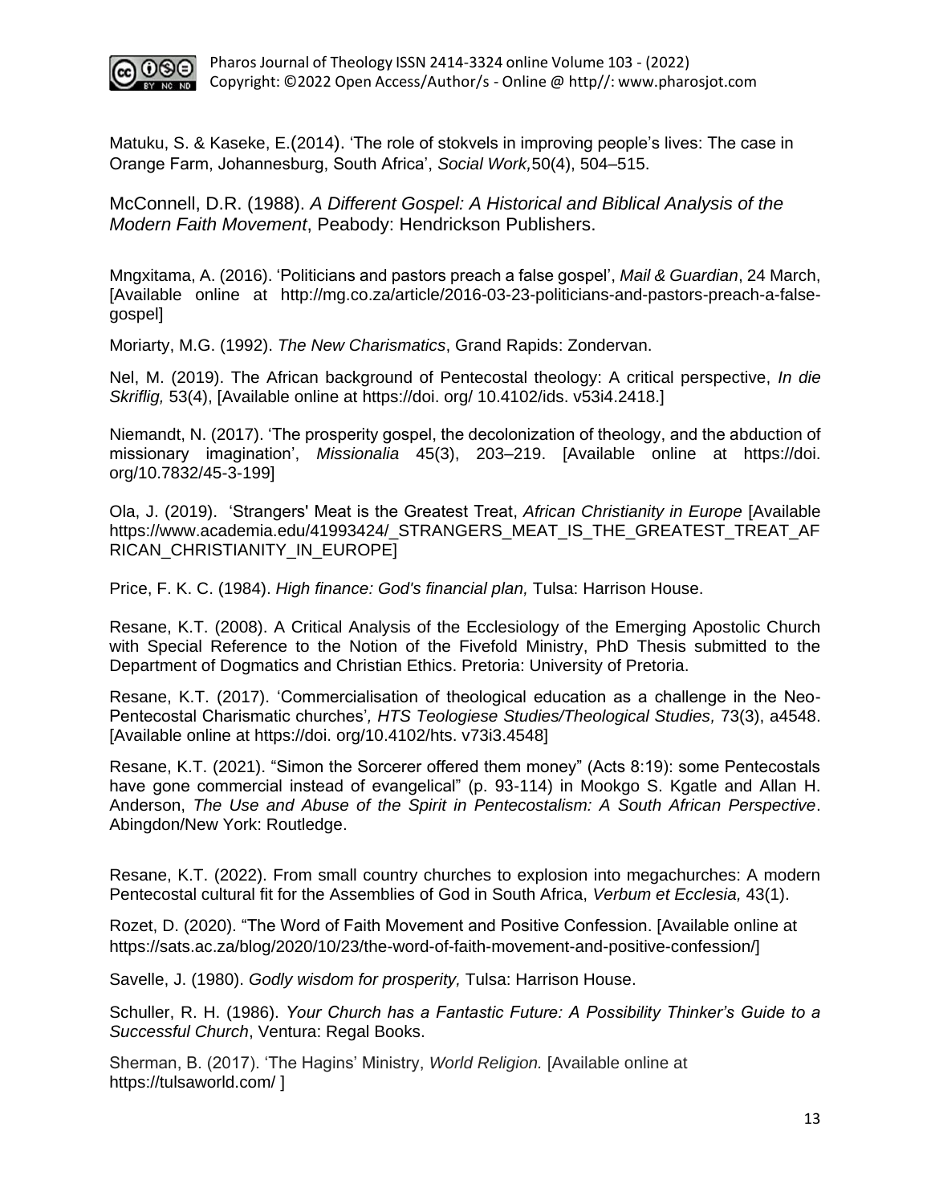Matuku, S. & Kaseke, E.(2014). 'The role of stokvels in improving people's lives: The case in Orange Farm, Johannesburg, South Africa', *Social Work,*50(4), 504–515.

McConnell, D.R. (1988). *A Different Gospel: A Historical and Biblical Analysis of the Modern Faith Movement*, Peabody: Hendrickson Publishers.

Mngxitama, A. (2016). 'Politicians and pastors preach a false gospel', *Mail & Guardian*, 24 March, [Available online at http://mg.co.za/article/2016-03-23-politicians-and-pastors-preach-a-false-gospel]

Moriarty, M.G. (1992). *The New Charismatics*, Grand Rapids: Zondervan.

Nel, M. (2019). The African background of Pentecostal theology: A critical perspective, *In die Skriflig,* 53(4), [Available online at https://doi. org/ 10.4102/ids. v53i4.2418.]

Niemandt, N. (2017). 'The prosperity gospel, the decolonization of theology, and the abduction of missionary imagination', *Missionalia* 45(3), 203–219. [Available online at https://doi. org/10.7832/45-3-199]

Ola, J. (2019). 'Strangers' Meat is the Greatest Treat, *African Christianity in Europe* [Available https://www.academia.edu/41993424/_STRANGERS_MEAT_IS_THE_GREATEST_TREAT_AFRICAN_CHRISTIANITY_IN_EUROPE]

Price, F. K. C. (1984). *High finance: God's financial plan,* Tulsa: Harrison House.

Resane, K.T. (2008). A Critical Analysis of the Ecclesiology of the Emerging Apostolic Church with Special Reference to the Notion of the Fivefold Ministry, PhD Thesis submitted to the Department of Dogmatics and Christian Ethics. Pretoria: University of Pretoria.

Resane, K.T. (2017). 'Commercialisation of theological education as a challenge in the Neo-Pentecostal Charismatic churches'*, HTS Teologiese Studies/Theological Studies,* 73(3), a4548. [Available online at https://doi. org/10.4102/hts. v73i3.4548]

Resane, K.T. (2021). "Simon the Sorcerer offered them money" (Acts 8:19): some Pentecostals have gone commercial instead of evangelical" (p. 93-114) in Mookgo S. Kgatle and Allan H. Anderson, *The Use and Abuse of the Spirit in Pentecostalism: A South African Perspective*. Abingdon/New York: Routledge.

Resane, K.T. (2022). From small country churches to explosion into megachurches: A modern Pentecostal cultural fit for the Assemblies of God in South Africa, *Verbum et Ecclesia,* 43(1).

Rozet, D. (2020). "The Word of Faith Movement and Positive Confession. [Available online at https://sats.ac.za/blog/2020/10/23/the-word-of-faith-movement-and-positive-confession/]

Savelle, J. (1980). *Godly wisdom for prosperity,* Tulsa: Harrison House.

Schuller, R. H. (1986). *Your Church has a Fantastic Future: A Possibility Thinker's Guide to a Successful Church*, Ventura: Regal Books.

Sherman, B. (2017). 'The Hagins' Ministry, *World Religion.* [Available online at https://tulsaworld.com/ ]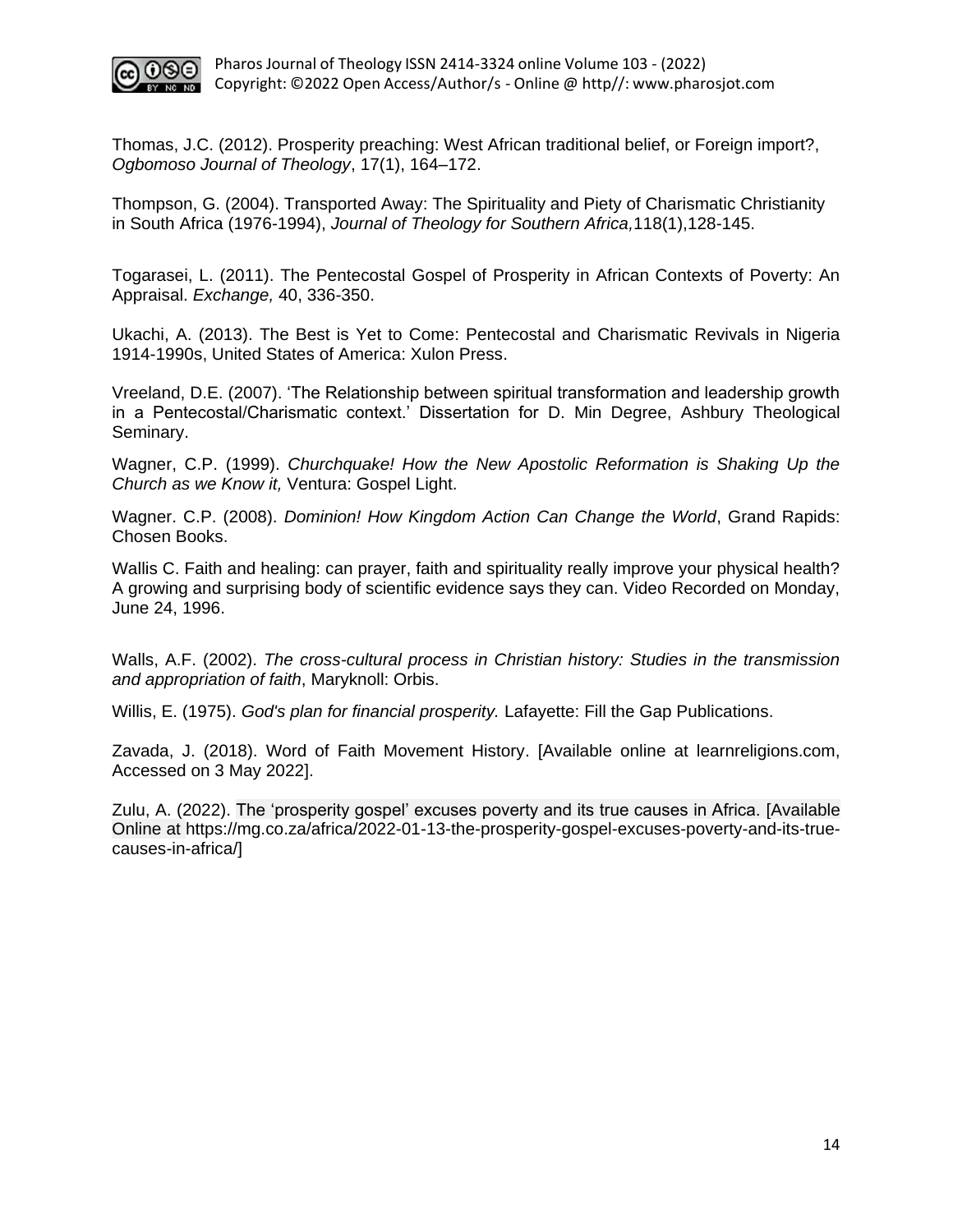Thomas, J.C. (2012). Prosperity preaching: West African traditional belief, or Foreign import?, *Ogbomoso Journal of Theology*, 17(1), 164–172.

Thompson, G. (2004). Transported Away: The Spirituality and Piety of Charismatic Christianity in South Africa (1976-1994), *Journal of Theology for Southern Africa,*118(1),128-145.

Togarasei, L. (2011). The Pentecostal Gospel of Prosperity in African Contexts of Poverty: An Appraisal. *Exchange,* 40, 336-350.

Ukachi, A. (2013). The Best is Yet to Come: Pentecostal and Charismatic Revivals in Nigeria 1914-1990s, United States of America: Xulon Press.

Vreeland, D.E. (2007). 'The Relationship between spiritual transformation and leadership growth in a Pentecostal/Charismatic context.' Dissertation for D. Min Degree, Ashbury Theological Seminary.

Wagner, C.P. (1999). *Churchquake! How the New Apostolic Reformation is Shaking Up the Church as we Know it,* Ventura: Gospel Light.

Wagner. C.P. (2008). *Dominion! How Kingdom Action Can Change the World*, Grand Rapids: Chosen Books.

Wallis C. Faith and healing: can prayer, faith and spirituality really improve your physical health? A growing and surprising body of scientific evidence says they can. Video Recorded on Monday, June 24, 1996.

Walls, A.F. (2002). *The cross-cultural process in Christian history: Studies in the transmission and appropriation of faith*, Maryknoll: Orbis.

Willis, E. (1975). *God's plan for financial prosperity.* Lafayette: Fill the Gap Publications.

Zavada, J. (2018). Word of Faith Movement History. [Available online at learnreligions.com, Accessed on 3 May 2022].

Zulu, A. (2022). The 'prosperity gospel' excuses poverty and its true causes in Africa. [Available Online at https://mg.co.za/africa/2022-01-13-the-prosperity-gospel-excuses-poverty-and-its-true-causes-in-africa/]